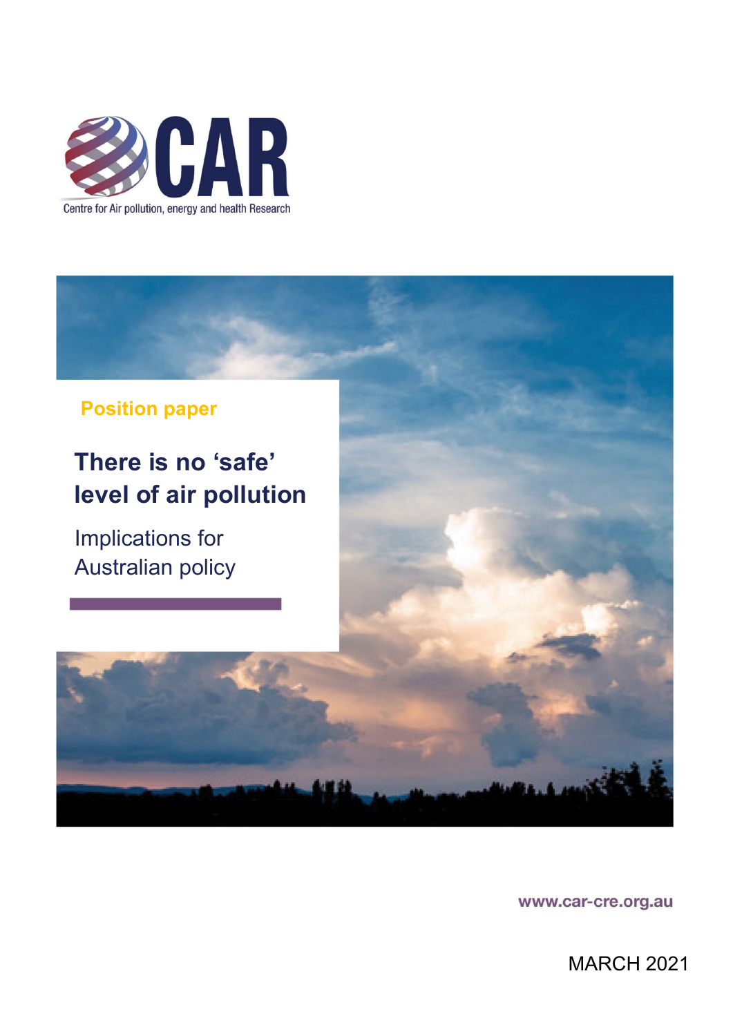CAR

Centre for Air pollution, energy and health Research

**Position paper**

# There is no 'safe' level of air pollution

## Implications for Australian policy

www.car-cre.org.au

MARCH 2021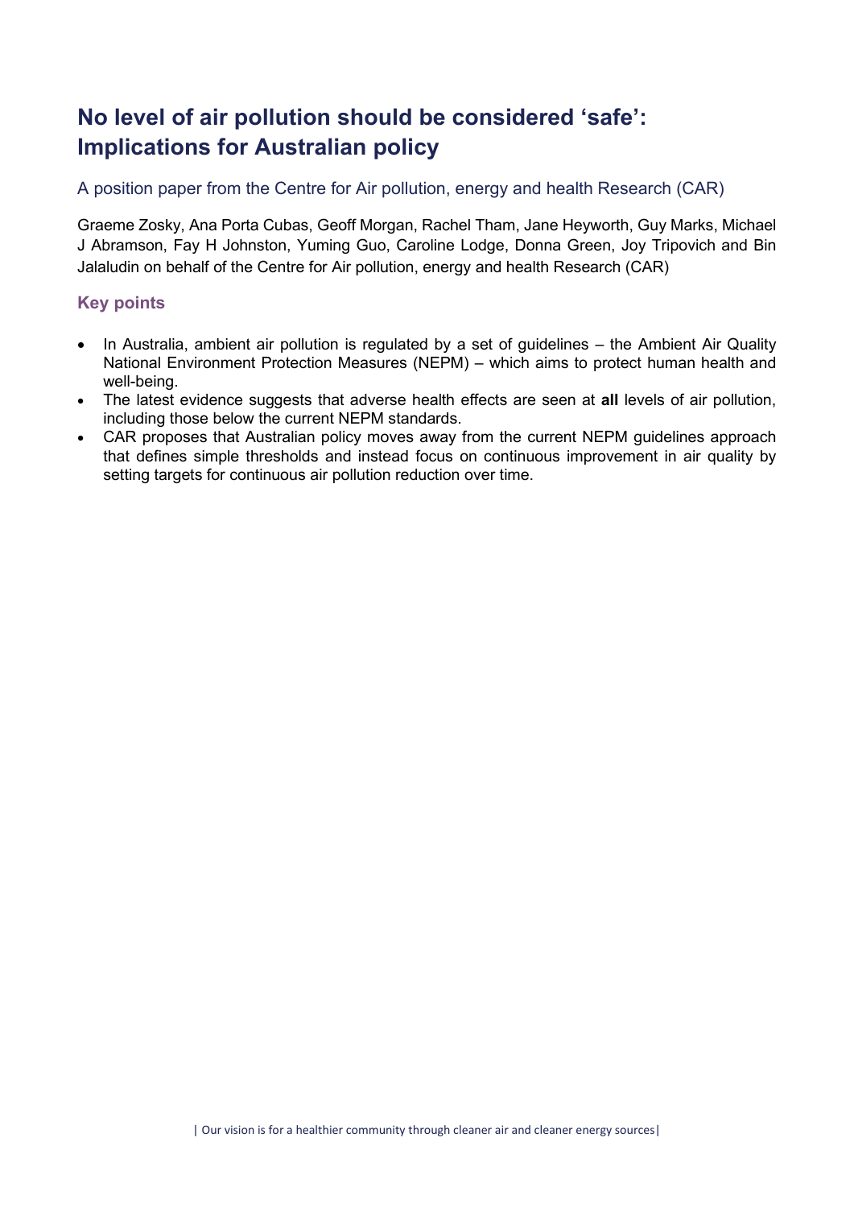# No level of air pollution should be considered 'safe': Implications for Australian policy

A position paper from the Centre for Air pollution, energy and health Research (CAR)

Graeme Zosky, Ana Porta Cubas, Geoff Morgan, Rachel Tham, Jane Heyworth, Guy Marks, Michael J Abramson, Fay H Johnston, Yuming Guo, Caroline Lodge, Donna Green, Joy Tripovich and Bin Jalaludin on behalf of the Centre for Air pollution, energy and health Research (CAR)

## Key points

- In Australia, ambient air pollution is regulated by a set of guidelines – the Ambient Air Quality National Environment Protection Measures (NEPM) – which aims to protect human health and well-being.
- The latest evidence suggests that adverse health effects are seen at **all** levels of air pollution, including those below the current NEPM standards.
- CAR proposes that Australian policy moves away from the current NEPM guidelines approach that defines simple thresholds and instead focus on continuous improvement in air quality by setting targets for continuous air pollution reduction over time.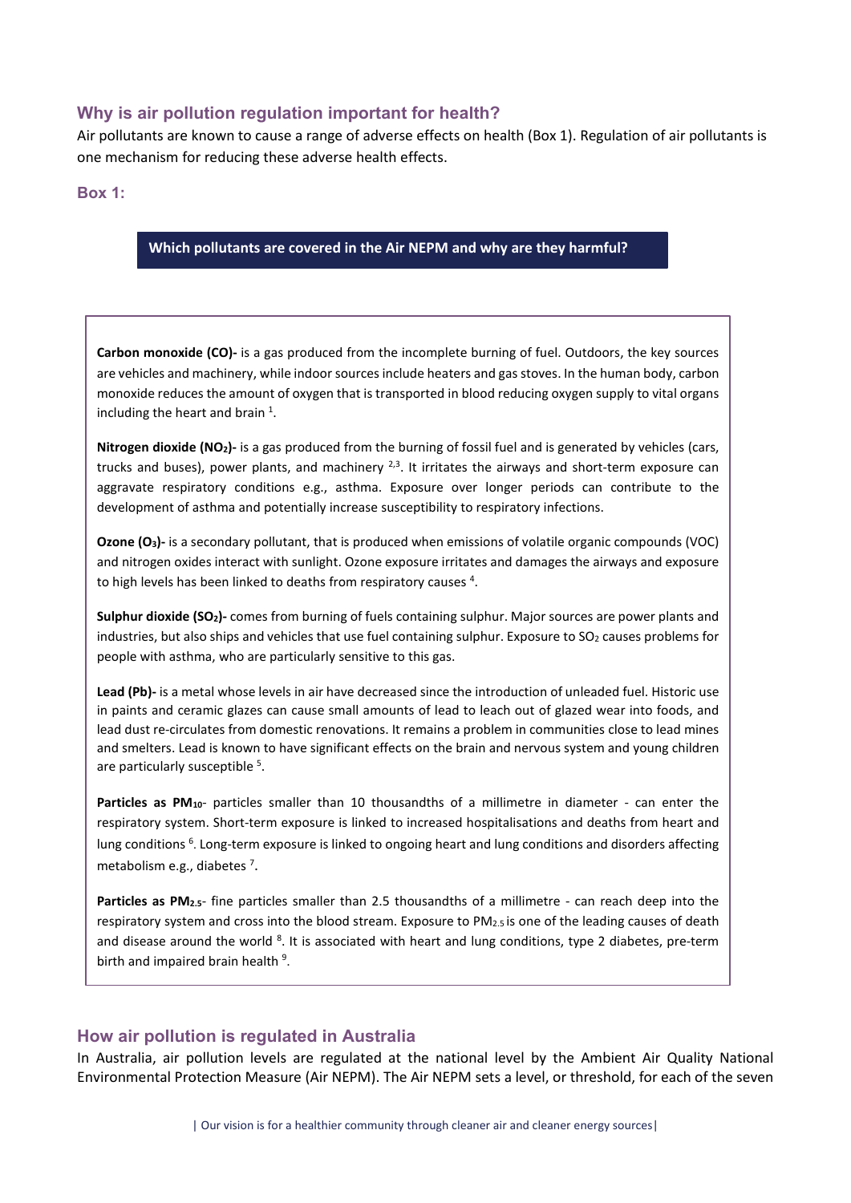## Why is air pollution regulation important for health?

Air pollutants are known to cause a range of adverse effects on health (Box 1). Regulation of air pollutants is one mechanism for reducing these adverse health effects.

### Box 1:

**Which pollutants are covered in the Air NEPM and why are they harmful?**

**Carbon monoxide (CO)-** is a gas produced from the incomplete burning of fuel. Outdoors, the key sources are vehicles and machinery, while indoor sources include heaters and gas stoves. In the human body, carbon monoxide reduces the amount of oxygen that is transported in blood reducing oxygen supply to vital organs including the heart and brain [1].

**Nitrogen dioxide ($NO_2$)-** is a gas produced from the burning of fossil fuel and is generated by vehicles (cars, trucks and buses), power plants, and machinery [2,3]. It irritates the airways and short-term exposure can aggravate respiratory conditions e.g., asthma. Exposure over longer periods can contribute to the development of asthma and potentially increase susceptibility to respiratory infections.

**Ozone ($O_3$)-** is a secondary pollutant, that is produced when emissions of volatile organic compounds (VOC) and nitrogen oxides interact with sunlight. Ozone exposure irritates and damages the airways and exposure to high levels has been linked to deaths from respiratory causes [4].

**Sulphur dioxide ($SO_2$)-** comes from burning of fuels containing sulphur. Major sources are power plants and industries, but also ships and vehicles that use fuel containing sulphur. Exposure to $SO_2$ causes problems for people with asthma, who are particularly sensitive to this gas.

**Lead (Pb)-** is a metal whose levels in air have decreased since the introduction of unleaded fuel. Historic use in paints and ceramic glazes can cause small amounts of lead to leach out of glazed wear into foods, and lead dust re-circulates from domestic renovations. It remains a problem in communities close to lead mines and smelters. Lead is known to have significant effects on the brain and nervous system and young children are particularly susceptible [5].

**Particles as $PM_{10}$**- particles smaller than 10 thousandths of a millimetre in diameter - can enter the respiratory system. Short-term exposure is linked to increased hospitalisations and deaths from heart and lung conditions [6]. Long-term exposure is linked to ongoing heart and lung conditions and disorders affecting metabolism e.g., diabetes [7].

**Particles as $PM_{2.5}$**- fine particles smaller than 2.5 thousandths of a millimetre - can reach deep into the respiratory system and cross into the blood stream. Exposure to $PM_{2.5}$ is one of the leading causes of death and disease around the world [8]. It is associated with heart and lung conditions, type 2 diabetes, pre-term birth and impaired brain health [9].

## How air pollution is regulated in Australia

In Australia, air pollution levels are regulated at the national level by the Ambient Air Quality National Environmental Protection Measure (Air NEPM). The Air NEPM sets a level, or threshold, for each of the seven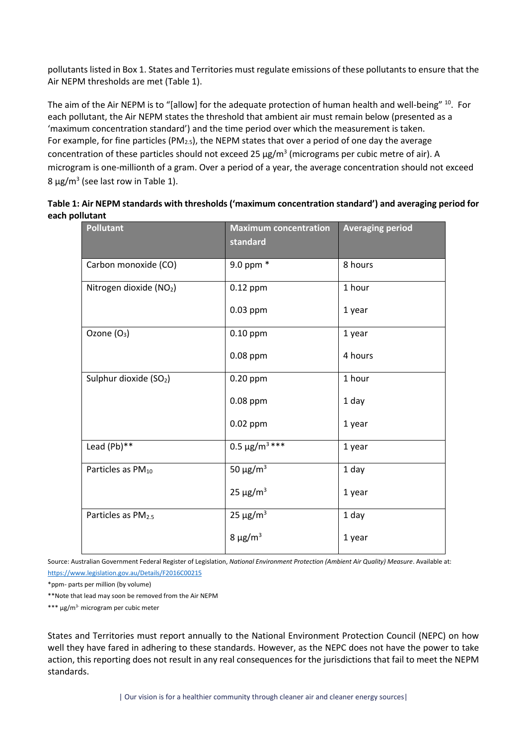pollutants listed in Box 1. States and Territories must regulate emissions of these pollutants to ensure that the Air NEPM thresholds are met (Table 1).

The aim of the Air NEPM is to "[allow] for the adequate protection of human health and well-being" [10]. For each pollutant, the Air NEPM states the threshold that ambient air must remain below (presented as a 'maximum concentration standard') and the time period over which the measurement is taken. For example, for fine particles ($PM_{2.5}$), the NEPM states that over a period of one day the average concentration of these particles should not exceed 25 μg/m$^3$ (micrograms per cubic metre of air). A microgram is one-millionth of a gram. Over a period of a year, the average concentration should not exceed 8 μg/m$^3$ (see last row in Table 1).

**Table 1: Air NEPM standards with thresholds ('maximum concentration standard') and averaging period for each pollutant**

| Pollutant | Maximum concentration standard | Averaging period |
|---|---|---|
| Carbon monoxide (CO) | 9.0 ppm * | 8 hours |
| Nitrogen dioxide ($NO_2$) | 0.12 ppm | 1 hour |
| | 0.03 ppm | 1 year |
| Ozone ($O_3$) | 0.10 ppm | 1 year |
| | 0.08 ppm | 4 hours |
| Sulphur dioxide ($SO_2$) | 0.20 ppm | 1 hour |
| | 0.08 ppm | 1 day |
| | 0.02 ppm | 1 year |
| Lead (Pb)** | 0.5 μg/m$^3$ *** | 1 year |
| Particles as $PM_{10}$ | 50 μg/m$^3$ | 1 day |
| | 25 μg/m$^3$ | 1 year |
| Particles as $PM_{2.5}$ | 25 μg/m$^3$ | 1 day |
| | 8 μg/m$^3$ | 1 year |

Source: Australian Government Federal Register of Legislation, *National Environment Protection (Ambient Air Quality) Measure*. Available at: https://www.legislation.gov.au/Details/F2016C00215

*ppm- parts per million (by volume)

**Note that lead may soon be removed from the Air NEPM

*** μg/m$^3$ microgram per cubic meter

States and Territories must report annually to the National Environment Protection Council (NEPC) on how well they have fared in adhering to these standards. However, as the NEPC does not have the power to take action, this reporting does not result in any real consequences for the jurisdictions that fail to meet the NEPM standards.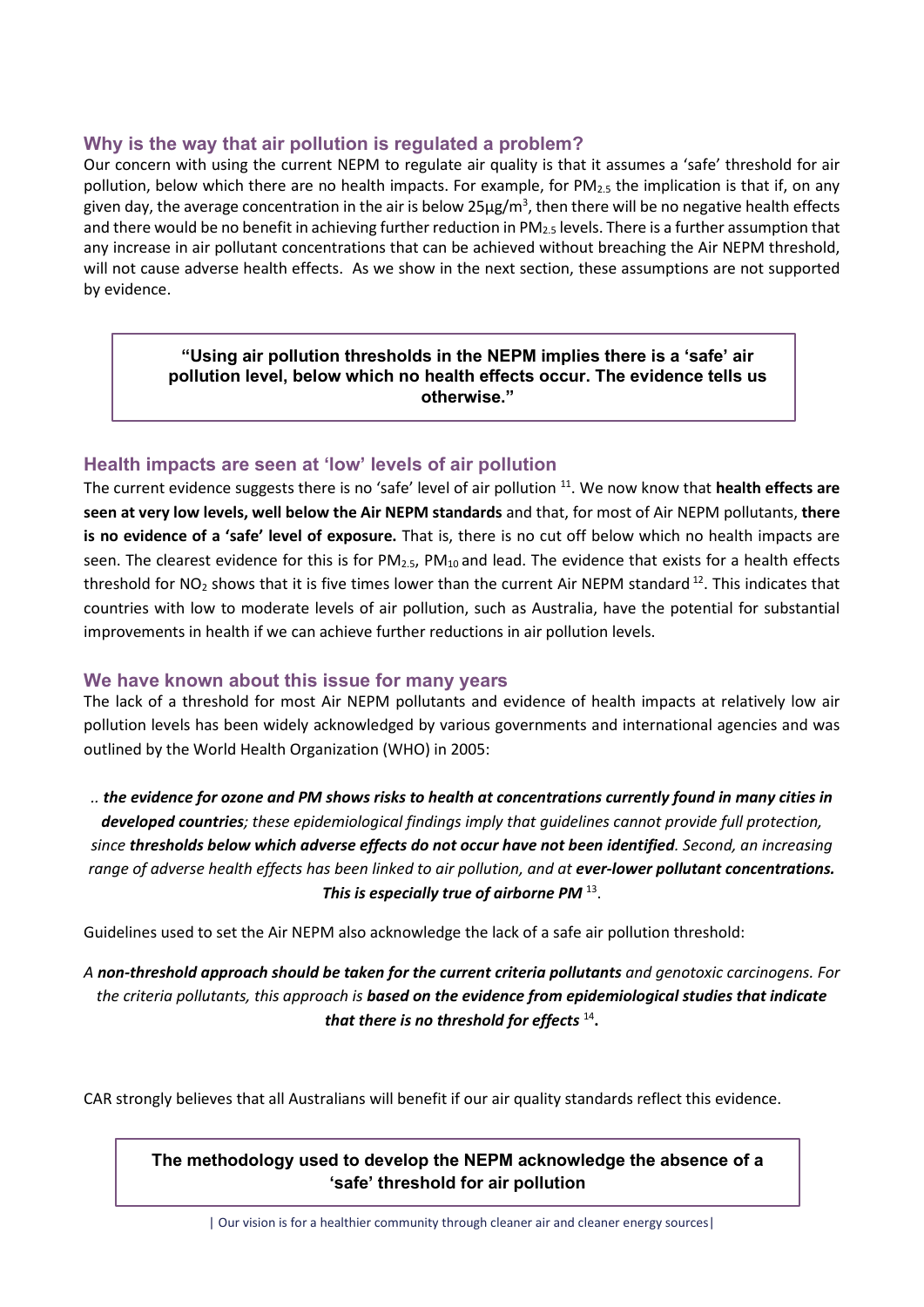## Why is the way that air pollution is regulated a problem?

Our concern with using the current NEPM to regulate air quality is that it assumes a 'safe' threshold for air pollution, below which there are no health impacts. For example, for $PM_{2.5}$ the implication is that if, on any given day, the average concentration in the air is below 25µg/m$^3$, then there will be no negative health effects and there would be no benefit in achieving further reduction in $PM_{2.5}$ levels. There is a further assumption that any increase in air pollutant concentrations that can be achieved without breaching the Air NEPM threshold, will not cause adverse health effects. As we show in the next section, these assumptions are not supported by evidence.

> **"Using air pollution thresholds in the NEPM implies there is a 'safe' air pollution level, below which no health effects occur. The evidence tells us otherwise."**

## Health impacts are seen at 'low' levels of air pollution

The current evidence suggests there is no 'safe' level of air pollution [11]. We now know that **health effects are seen at very low levels, well below the Air NEPM standards** and that, for most of Air NEPM pollutants, **there is no evidence of a 'safe' level of exposure.** That is, there is no cut off below which no health impacts are seen. The clearest evidence for this is for $PM_{2.5}$, $PM_{10}$ and lead. The evidence that exists for a health effects threshold for $NO_2$ shows that it is five times lower than the current Air NEPM standard [12]. This indicates that countries with low to moderate levels of air pollution, such as Australia, have the potential for substantial improvements in health if we can achieve further reductions in air pollution levels.

## We have known about this issue for many years

The lack of a threshold for most Air NEPM pollutants and evidence of health impacts at relatively low air pollution levels has been widely acknowledged by various governments and international agencies and was outlined by the World Health Organization (WHO) in 2005:

> .. ***the evidence for ozone and PM shows risks to health at concentrations currently found in many cities in developed countries****; these epidemiological findings imply that guidelines cannot provide full protection, since* ***thresholds below which adverse effects do not occur have not been identified****. Second, an increasing range of adverse health effects has been linked to air pollution, and at* ***ever-lower pollutant concentrations. This is especially true of airborne PM*** [13].

Guidelines used to set the Air NEPM also acknowledge the lack of a safe air pollution threshold:

> *A* ***non-threshold approach should be taken for the current criteria pollutants*** *and genotoxic carcinogens. For the criteria pollutants, this approach is* ***based on the evidence from epidemiological studies that indicate that there is no threshold for effects*** [14]**.**

CAR strongly believes that all Australians will benefit if our air quality standards reflect this evidence.

> **The methodology used to develop the NEPM acknowledge the absence of a 'safe' threshold for air pollution**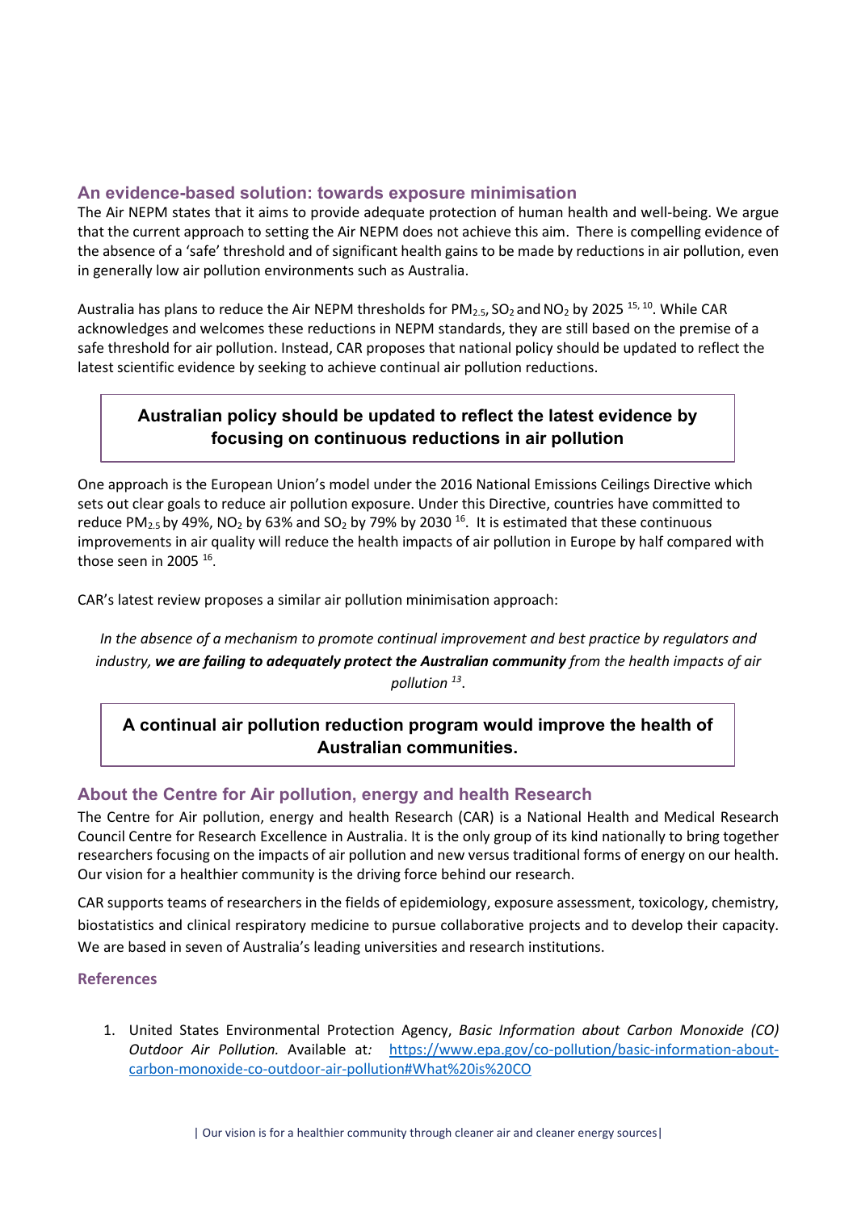## An evidence-based solution: towards exposure minimisation

The Air NEPM states that it aims to provide adequate protection of human health and well-being. We argue that the current approach to setting the Air NEPM does not achieve this aim. There is compelling evidence of the absence of a 'safe' threshold and of significant health gains to be made by reductions in air pollution, even in generally low air pollution environments such as Australia.

Australia has plans to reduce the Air NEPM thresholds for $PM_{2.5}$, $SO_2$ and $NO_2$ by 2025 [15, 10]. While CAR acknowledges and welcomes these reductions in NEPM standards, they are still based on the premise of a safe threshold for air pollution. Instead, CAR proposes that national policy should be updated to reflect the latest scientific evidence by seeking to achieve continual air pollution reductions.

> **Australian policy should be updated to reflect the latest evidence by focusing on continuous reductions in air pollution**

One approach is the European Union's model under the 2016 National Emissions Ceilings Directive which sets out clear goals to reduce air pollution exposure. Under this Directive, countries have committed to reduce $PM_{2.5}$ by 49%, $NO_2$ by 63% and $SO_2$ by 79% by 2030 [16]. It is estimated that these continuous improvements in air quality will reduce the health impacts of air pollution in Europe by half compared with those seen in 2005 [16].

CAR's latest review proposes a similar air pollution minimisation approach:

> *In the absence of a mechanism to promote continual improvement and best practice by regulators and industry,* ***we are failing to adequately protect the Australian community*** *from the health impacts of air pollution* [13].

> **A continual air pollution reduction program would improve the health of Australian communities.**

## About the Centre for Air pollution, energy and health Research

The Centre for Air pollution, energy and health Research (CAR) is a National Health and Medical Research Council Centre for Research Excellence in Australia. It is the only group of its kind nationally to bring together researchers focusing on the impacts of air pollution and new versus traditional forms of energy on our health. Our vision for a healthier community is the driving force behind our research.

CAR supports teams of researchers in the fields of epidemiology, exposure assessment, toxicology, chemistry, biostatistics and clinical respiratory medicine to pursue collaborative projects and to develop their capacity. We are based in seven of Australia's leading universities and research institutions.

### References

1. United States Environmental Protection Agency, *Basic Information about Carbon Monoxide (CO) Outdoor Air Pollution.* Available at: https://www.epa.gov/co-pollution/basic-information-about-carbon-monoxide-co-outdoor-air-pollution#What%20is%20CO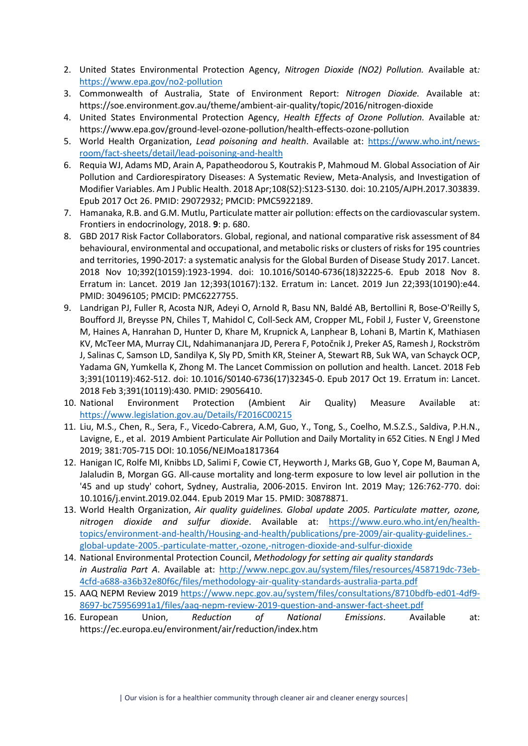2. United States Environmental Protection Agency, *Nitrogen Dioxide (NO2) Pollution.* Available at*:* https://www.epa.gov/no2-pollution
3. Commonwealth of Australia, State of Environment Report: *Nitrogen Dioxide.* Available at: https://soe.environment.gov.au/theme/ambient-air-quality/topic/2016/nitrogen-dioxide
4. United States Environmental Protection Agency, *Health Effects of Ozone Pollution.* Available at*:* https://www.epa.gov/ground-level-ozone-pollution/health-effects-ozone-pollution
5. World Health Organization, *Lead poisoning and health*. Available at: https://www.who.int/news-room/fact-sheets/detail/lead-poisoning-and-health
6. Requia WJ, Adams MD, Arain A, Papatheodorou S, Koutrakis P, Mahmoud M. Global Association of Air Pollution and Cardiorespiratory Diseases: A Systematic Review, Meta-Analysis, and Investigation of Modifier Variables. Am J Public Health. 2018 Apr;108(S2):S123-S130. doi: 10.2105/AJPH.2017.303839. Epub 2017 Oct 26. PMID: 29072932; PMCID: PMC5922189.
7. Hamanaka, R.B. and G.M. Mutlu, Particulate matter air pollution: effects on the cardiovascular system. Frontiers in endocrinology, 2018. **9**: p. 680.
8. GBD 2017 Risk Factor Collaborators. Global, regional, and national comparative risk assessment of 84 behavioural, environmental and occupational, and metabolic risks or clusters of risks for 195 countries and territories, 1990-2017: a systematic analysis for the Global Burden of Disease Study 2017. Lancet. 2018 Nov 10;392(10159):1923-1994. doi: 10.1016/S0140-6736(18)32225-6. Epub 2018 Nov 8. Erratum in: Lancet. 2019 Jan 12;393(10167):132. Erratum in: Lancet. 2019 Jun 22;393(10190):e44. PMID: 30496105; PMCID: PMC6227755.
9. Landrigan PJ, Fuller R, Acosta NJR, Adeyi O, Arnold R, Basu NN, Baldé AB, Bertollini R, Bose-O'Reilly S, Boufford JI, Breysse PN, Chiles T, Mahidol C, Coll-Seck AM, Cropper ML, Fobil J, Fuster V, Greenstone M, Haines A, Hanrahan D, Hunter D, Khare M, Krupnick A, Lanphear B, Lohani B, Martin K, Mathiasen KV, McTeer MA, Murray CJL, Ndahimananjara JD, Perera F, Potočnik J, Preker AS, Ramesh J, Rockström J, Salinas C, Samson LD, Sandilya K, Sly PD, Smith KR, Steiner A, Stewart RB, Suk WA, van Schayck OCP, Yadama GN, Yumkella K, Zhong M. The Lancet Commission on pollution and health. Lancet. 2018 Feb 3;391(10119):462-512. doi: 10.1016/S0140-6736(17)32345-0. Epub 2017 Oct 19. Erratum in: Lancet. 2018 Feb 3;391(10119):430. PMID: 29056410.
10. National Environment Protection (Ambient Air Quality) Measure Available at: https://www.legislation.gov.au/Details/F2016C00215
11. Liu, M.S., Chen, R., Sera, F., Vicedo-Cabrera, A.M, Guo, Y., Tong, S., Coelho, M.S.Z.S., Saldiva, P.H.N., Lavigne, E., et al. 2019 Ambient Particulate Air Pollution and Daily Mortality in 652 Cities. N Engl J Med 2019; 381:705-715 DOI: 10.1056/NEJMoa1817364
12. Hanigan IC, Rolfe MI, Knibbs LD, Salimi F, Cowie CT, Heyworth J, Marks GB, Guo Y, Cope M, Bauman A, Jalaludin B, Morgan GG. All-cause mortality and long-term exposure to low level air pollution in the '45 and up study' cohort, Sydney, Australia, 2006-2015. Environ Int. 2019 May; 126:762-770. doi: 10.1016/j.envint.2019.02.044. Epub 2019 Mar 15. PMID: 30878871.
13. World Health Organization, *Air quality guidelines. Global update 2005. Particulate matter, ozone, nitrogen dioxide and sulfur dioxide*. Available at: https://www.euro.who.int/en/health-topics/environment-and-health/Housing-and-health/publications/pre-2009/air-quality-guidelines.-global-update-2005.-particulate-matter,-ozone,-nitrogen-dioxide-and-sulfur-dioxide
14. National Environmental Protection Council, *Methodology for setting air quality standards in Australia Part A*. Available at: http://www.nepc.gov.au/system/files/resources/458719dc-73eb-4cfd-a688-a36b32e80f6c/files/methodology-air-quality-standards-australia-parta.pdf
15. AAQ NEPM Review 2019 https://www.nepc.gov.au/system/files/consultations/8710bdfb-ed01-4df9-8697-bc75956991a1/files/aaq-nepm-review-2019-question-and-answer-fact-sheet.pdf
16. European Union, *Reduction of National Emissions*. Available at: https://ec.europa.eu/environment/air/reduction/index.htm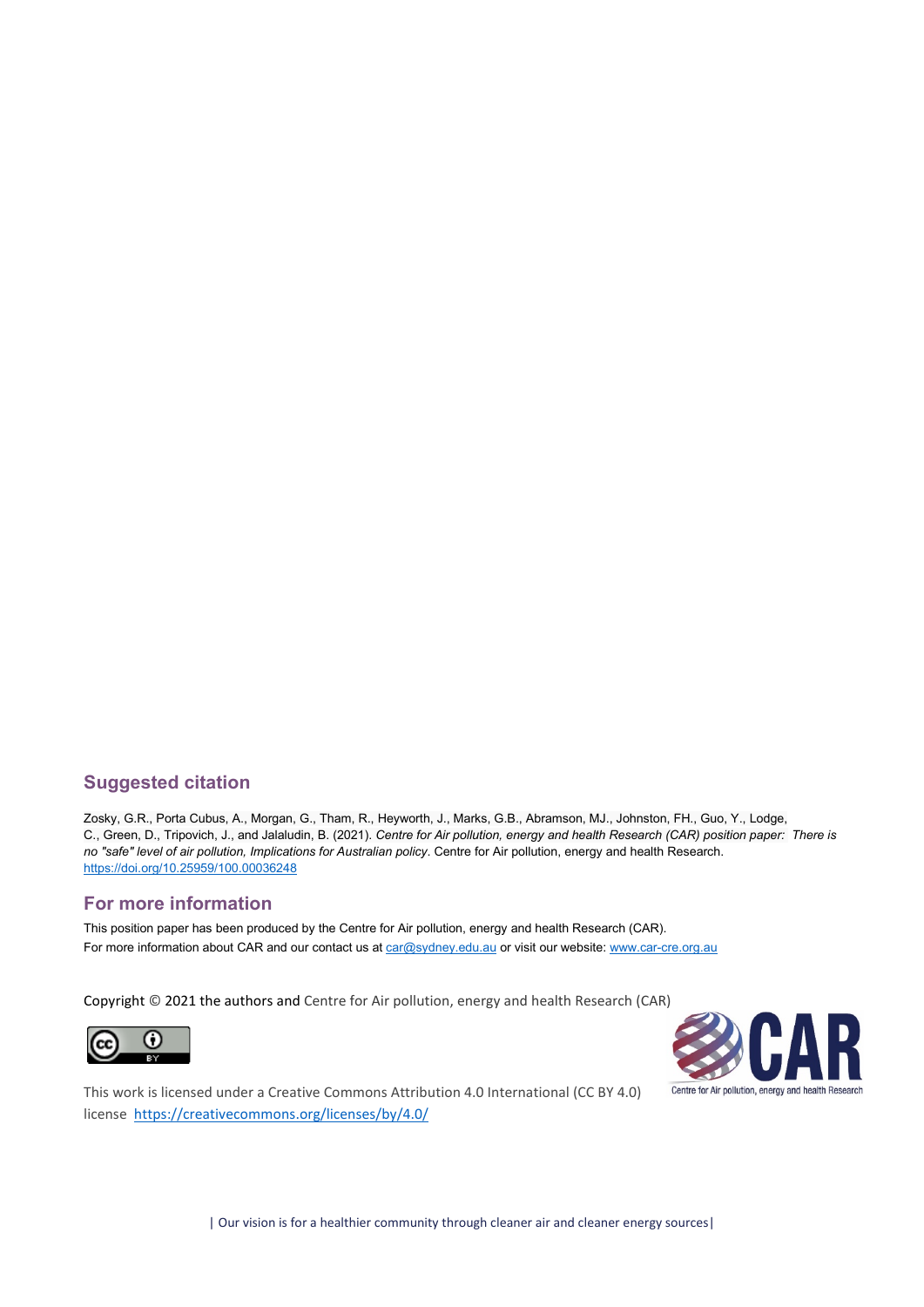## Suggested citation

Zosky, G.R., Porta Cubus, A., Morgan, G., Tham, R., Heyworth, J., Marks, G.B., Abramson, MJ., Johnston, FH., Guo, Y., Lodge, C., Green, D., Tripovich, J., and Jalaludin, B. (2021). *Centre for Air pollution, energy and health Research (CAR) position paper: There is no "safe" level of air pollution, Implications for Australian policy*. Centre for Air pollution, energy and health Research. https://doi.org/10.25959/100.00036248

## For more information

This position paper has been produced by the Centre for Air pollution, energy and health Research (CAR).
For more information about CAR and our contact us at car@sydney.edu.au or visit our website: www.car-cre.org.au

Copyright © 2021 the authors and Centre for Air pollution, energy and health Research (CAR)

This work is licensed under a Creative Commons Attribution 4.0 International (CC BY 4.0) license https://creativecommons.org/licenses/by/4.0/

Centre for Air pollution, energy and health Research

| Our vision is for a healthier community through cleaner air and cleaner energy sources|